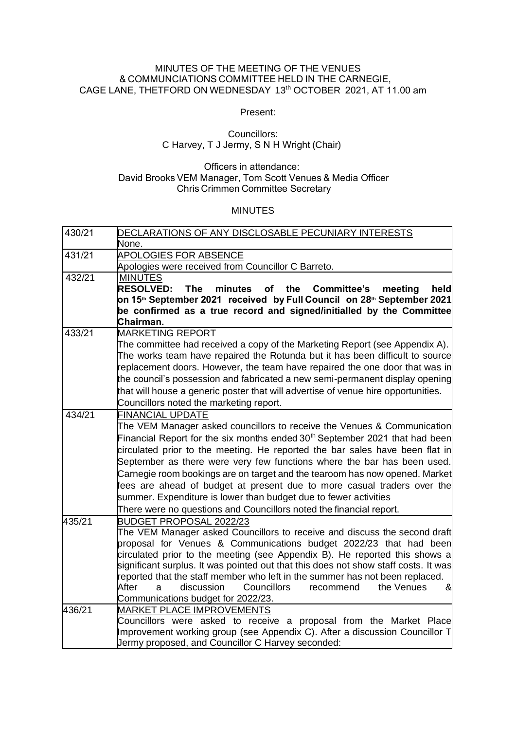MINUTES OF THE MEETING OF THE VENUES & COMMUNCIATIONS COMMITTEE HELD IN THE CARNEGIE, CAGE LANE, THETFORD ON WEDNESDAY 13th OCTOBER 2021, AT 11.00 am

Present:

Councillors:
C Harvey, T J Jermy, S N H Wright (Chair)

Officers in attendance:
David Brooks VEM Manager, Tom Scott Venues & Media Officer
Chris Crimmen Committee Secretary

MINUTES

| | |
|---|---|
| 430/21 | DECLARATIONS OF ANY DISCLOSABLE PECUNIARY INTERESTS<br>None. |
| 431/21 | APOLOGIES FOR ABSENCE<br>Apologies were received from Councillor C Barreto. |
| 432/21 | MINUTES<br>**RESOLVED: The minutes of the Committee's meeting held on 15th September 2021 received by Full Council on 28th September 2021 be confirmed as a true record and signed/initialled by the Committee Chairman.** |
| 433/21 | MARKETING REPORT<br>The committee had received a copy of the Marketing Report (see Appendix A). The works team have repaired the Rotunda but it has been difficult to source replacement doors. However, the team have repaired the one door that was in the council's possession and fabricated a new semi-permanent display opening that will house a generic poster that will advertise of venue hire opportunities.<br>Councillors noted the marketing report. |
| 434/21 | FINANCIAL UPDATE<br>The VEM Manager asked councillors to receive the Venues & Communication Financial Report for the six months ended 30th September 2021 that had been circulated prior to the meeting. He reported the bar sales have been flat in September as there were very few functions where the bar has been used. Carnegie room bookings are on target and the tearoom has now opened. Market fees are ahead of budget at present due to more casual traders over the summer. Expenditure is lower than budget due to fewer activities<br>There were no questions and Councillors noted the financial report. |
| 435/21 | BUDGET PROPOSAL 2022/23<br>The VEM Manager asked Councillors to receive and discuss the second draft proposal for Venues & Communications budget 2022/23 that had been circulated prior to the meeting (see Appendix B). He reported this shows a significant surplus. It was pointed out that this does not show staff costs. It was reported that the staff member who left in the summer has not been replaced.<br>After a discussion Councillors recommend the Venues & Communications budget for 2022/23. |
| 436/21 | MARKET PLACE IMPROVEMENTS<br>Councillors were asked to receive a proposal from the Market Place Improvement working group (see Appendix C). After a discussion Councillor T Jermy proposed, and Councillor C Harvey seconded: |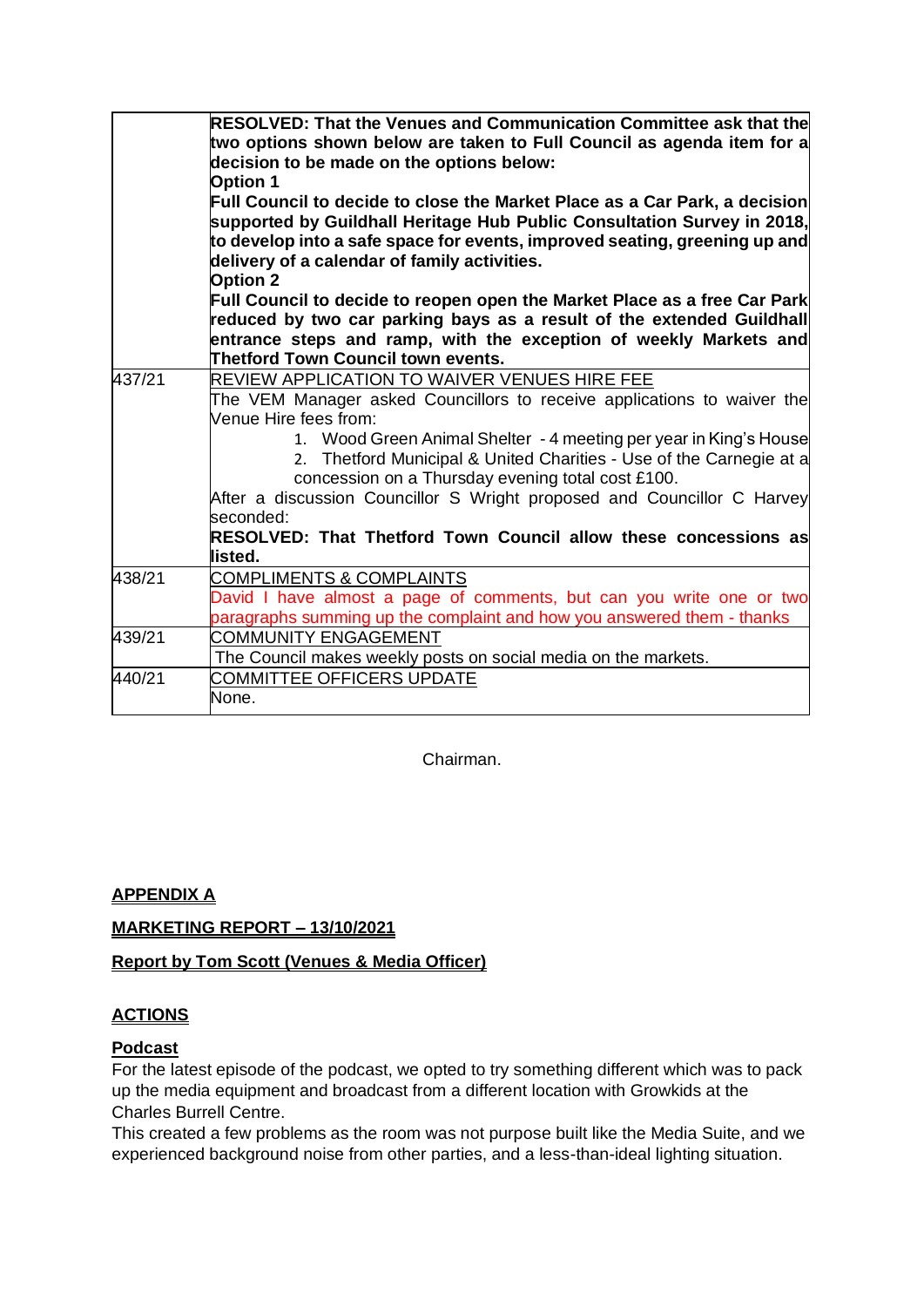| | |
|---|---|
| | **RESOLVED: That the Venues and Communication Committee ask that the two options shown below are taken to Full Council as agenda item for a decision to be made on the options below:**<br>**Option 1**<br>**Full Council to decide to close the Market Place as a Car Park, a decision supported by Guildhall Heritage Hub Public Consultation Survey in 2018, to develop into a safe space for events, improved seating, greening up and delivery of a calendar of family activities.**<br>**Option 2**<br>**Full Council to decide to reopen open the Market Place as a free Car Park reduced by two car parking bays as a result of the extended Guildhall entrance steps and ramp, with the exception of weekly Markets and Thetford Town Council town events.** |
| 437/21 | REVIEW APPLICATION TO WAIVER VENUES HIRE FEE<br>The VEM Manager asked Councillors to receive applications to waiver the Venue Hire fees from:<br>1. Wood Green Animal Shelter - 4 meeting per year in King's House<br>2. Thetford Municipal & United Charities - Use of the Carnegie at a concession on a Thursday evening total cost £100.<br>After a discussion Councillor S Wright proposed and Councillor C Harvey seconded:<br>**RESOLVED: That Thetford Town Council allow these concessions as listed.** |
| 438/21 | COMPLIMENTS & COMPLAINTS<br>David I have almost a page of comments, but can you write one or two paragraphs summing up the complaint and how you answered them - thanks |
| 439/21 | COMMUNITY ENGAGEMENT<br>The Council makes weekly posts on social media on the markets. |
| 440/21 | COMMITTEE OFFICERS UPDATE<br>None. |

Chairman.

**APPENDIX A**

**MARKETING REPORT – 13/10/2021**

**Report by Tom Scott (Venues & Media Officer)**

**ACTIONS**

**Podcast**

For the latest episode of the podcast, we opted to try something different which was to pack up the media equipment and broadcast from a different location with Growkids at the Charles Burrell Centre.

This created a few problems as the room was not purpose built like the Media Suite, and we experienced background noise from other parties, and a less-than-ideal lighting situation.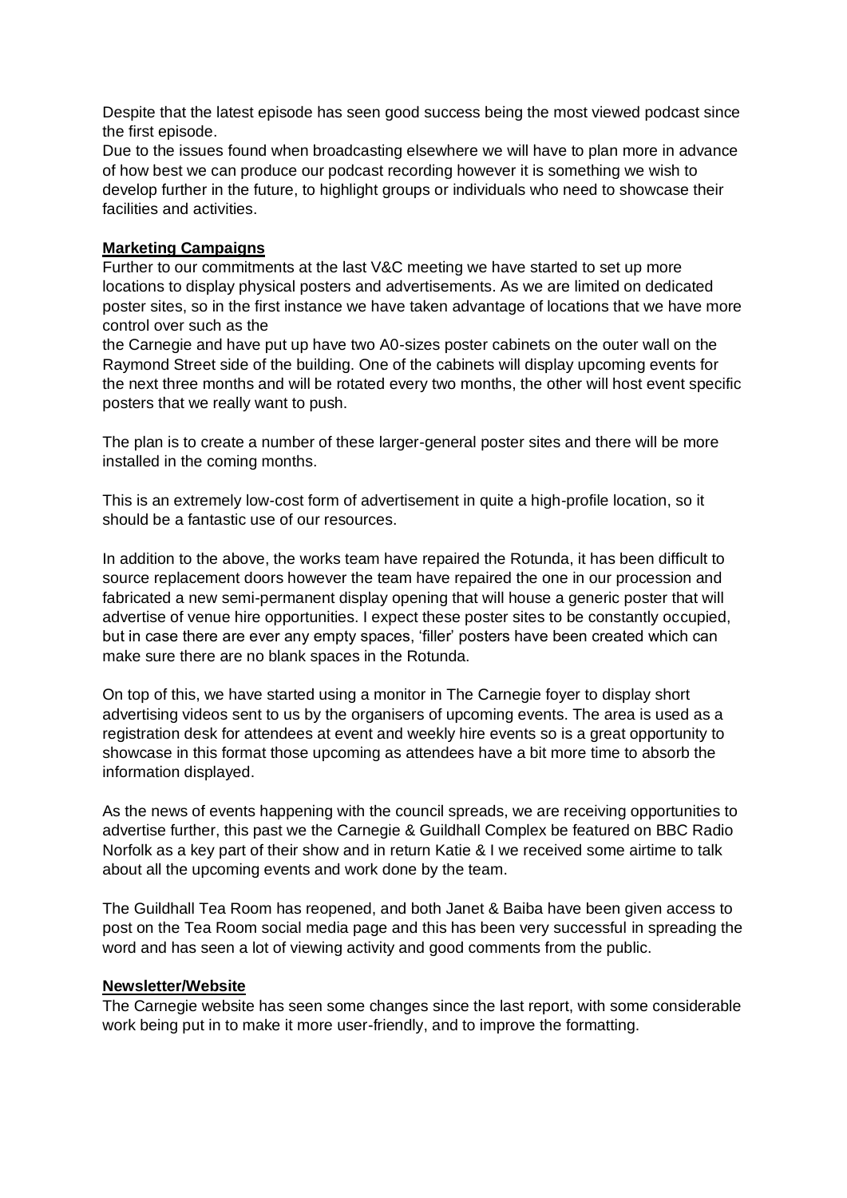Despite that the latest episode has seen good success being the most viewed podcast since the first episode.
Due to the issues found when broadcasting elsewhere we will have to plan more in advance of how best we can produce our podcast recording however it is something we wish to develop further in the future, to highlight groups or individuals who need to showcase their facilities and activities.

**Marketing Campaigns**
Further to our commitments at the last V&C meeting we have started to set up more locations to display physical posters and advertisements. As we are limited on dedicated poster sites, so in the first instance we have taken advantage of locations that we have more control over such as the
the Carnegie and have put up have two A0-sizes poster cabinets on the outer wall on the Raymond Street side of the building. One of the cabinets will display upcoming events for the next three months and will be rotated every two months, the other will host event specific posters that we really want to push.

The plan is to create a number of these larger-general poster sites and there will be more installed in the coming months.

This is an extremely low-cost form of advertisement in quite a high-profile location, so it should be a fantastic use of our resources.

In addition to the above, the works team have repaired the Rotunda, it has been difficult to source replacement doors however the team have repaired the one in our procession and fabricated a new semi-permanent display opening that will house a generic poster that will advertise of venue hire opportunities. I expect these poster sites to be constantly occupied, but in case there are ever any empty spaces, 'filler' posters have been created which can make sure there are no blank spaces in the Rotunda.

On top of this, we have started using a monitor in The Carnegie foyer to display short advertising videos sent to us by the organisers of upcoming events. The area is used as a registration desk for attendees at event and weekly hire events so is a great opportunity to showcase in this format those upcoming as attendees have a bit more time to absorb the information displayed.

As the news of events happening with the council spreads, we are receiving opportunities to advertise further, this past we the Carnegie & Guildhall Complex be featured on BBC Radio Norfolk as a key part of their show and in return Katie & I we received some airtime to talk about all the upcoming events and work done by the team.

The Guildhall Tea Room has reopened, and both Janet & Baiba have been given access to post on the Tea Room social media page and this has been very successful in spreading the word and has seen a lot of viewing activity and good comments from the public.

**Newsletter/Website**
The Carnegie website has seen some changes since the last report, with some considerable work being put in to make it more user-friendly, and to improve the formatting.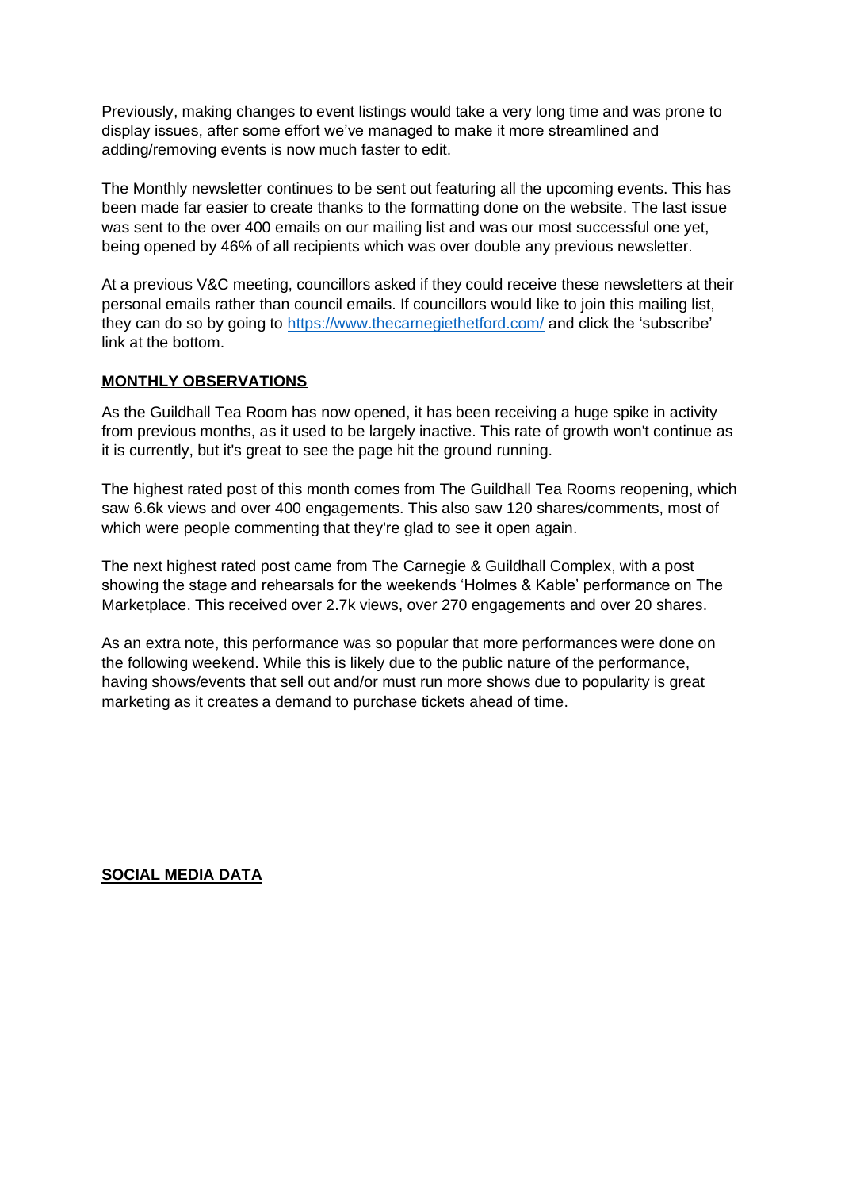Previously, making changes to event listings would take a very long time and was prone to display issues, after some effort we've managed to make it more streamlined and adding/removing events is now much faster to edit.

The Monthly newsletter continues to be sent out featuring all the upcoming events. This has been made far easier to create thanks to the formatting done on the website. The last issue was sent to the over 400 emails on our mailing list and was our most successful one yet, being opened by 46% of all recipients which was over double any previous newsletter.

At a previous V&C meeting, councillors asked if they could receive these newsletters at their personal emails rather than council emails. If councillors would like to join this mailing list, they can do so by going to [https://www.thecarnegiethetford.com/](https://www.thecarnegiethetford.com/) and click the 'subscribe' link at the bottom.

## MONTHLY OBSERVATIONS

As the Guildhall Tea Room has now opened, it has been receiving a huge spike in activity from previous months, as it used to be largely inactive. This rate of growth won't continue as it is currently, but it's great to see the page hit the ground running.

The highest rated post of this month comes from The Guildhall Tea Rooms reopening, which saw 6.6k views and over 400 engagements. This also saw 120 shares/comments, most of which were people commenting that they're glad to see it open again.

The next highest rated post came from The Carnegie & Guildhall Complex, with a post showing the stage and rehearsals for the weekends 'Holmes & Kable' performance on The Marketplace. This received over 2.7k views, over 270 engagements and over 20 shares.

As an extra note, this performance was so popular that more performances were done on the following weekend. While this is likely due to the public nature of the performance, having shows/events that sell out and/or must run more shows due to popularity is great marketing as it creates a demand to purchase tickets ahead of time.

## SOCIAL MEDIA DATA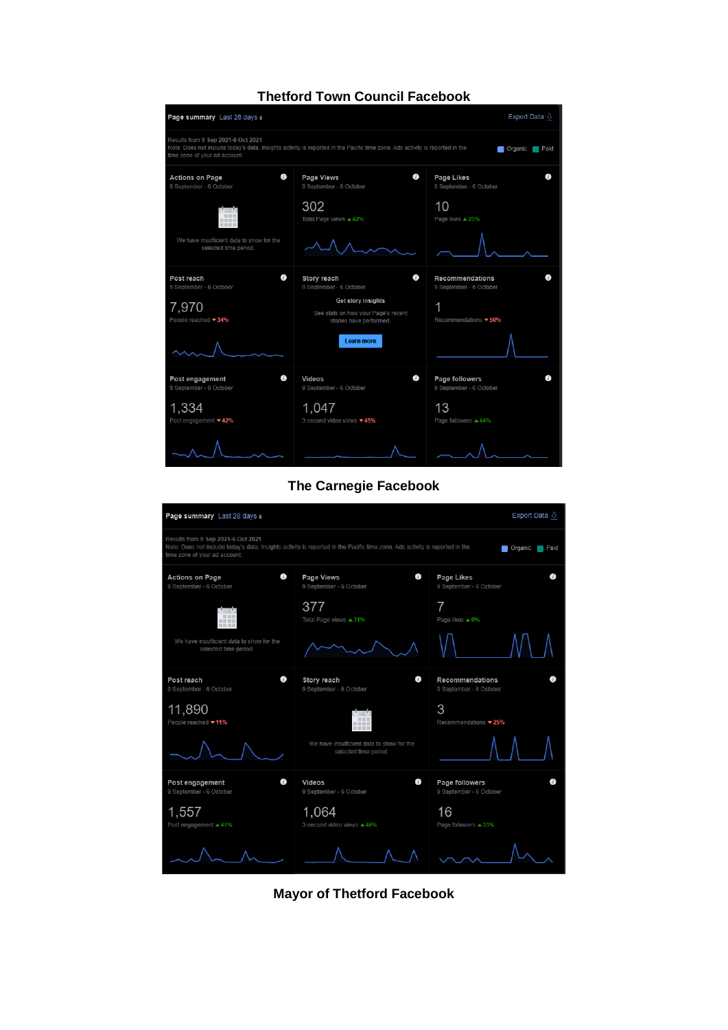## Thetford Town Council Facebook

**Page summary** Last 28 days

Export Data

Results from 9 Sep 2021-6 Oct 2021
Note: Does not include today's data. Insights activity is reported in the Pacific time zone. Ads activity is reported in the time zone of your ad account.

Organic Paid

**Actions on Page**
9 September - 6 October

We have insufficient data to show for the selected time period.

**Page Views**
9 September - 6 October

302

Total Page views ▲42%

**Page Likes**
9 September - 6 October

10

Page likes ▲25%

**Post reach**
9 September - 6 October

7,970

People reached ▼34%

**Story reach**
9 September - 6 October

Get story insights

See stats on how your Page's recent stories have performed.

Learn more

**Recommendations**
9 September - 6 October

1

Recommendations ▼50%

**Post engagement**
9 September - 6 October

1,334

Post engagement ▼42%

**Videos**
9 September - 6 October

1,047

3-second video views ▼45%

**Page followers**
9 September - 6 October

13

Page followers ▲44%

## The Carnegie Facebook

**Page summary** Last 28 days

Export Data

Results from 9 Sep 2021-6 Oct 2021
Note: Does not include today's data. Insights activity is reported in the Pacific time zone. Ads activity is reported in the time zone of your ad account.

Organic Paid

**Actions on Page**
9 September - 6 October

We have insufficient data to show for the selected time period.

**Page Views**
9 September - 6 October

377

Total Page views ▲31%

**Page Likes**
9 September - 6 October

7

Page likes ▲0%

**Post reach**
9 September - 6 October

11,890

People reached ▼11%

**Story reach**
9 September - 6 October

We have insufficient data to show for the selected time period.

**Recommendations**
9 September - 6 October

3

Recommendations ▼25%

**Post engagement**
9 September - 6 October

1,557

Post engagement ▲41%

**Videos**
9 September - 6 October

1,064

3-second video views ▲46%

**Page followers**
9 September - 6 October

16

Page followers ▲33%

## Mayor of Thetford Facebook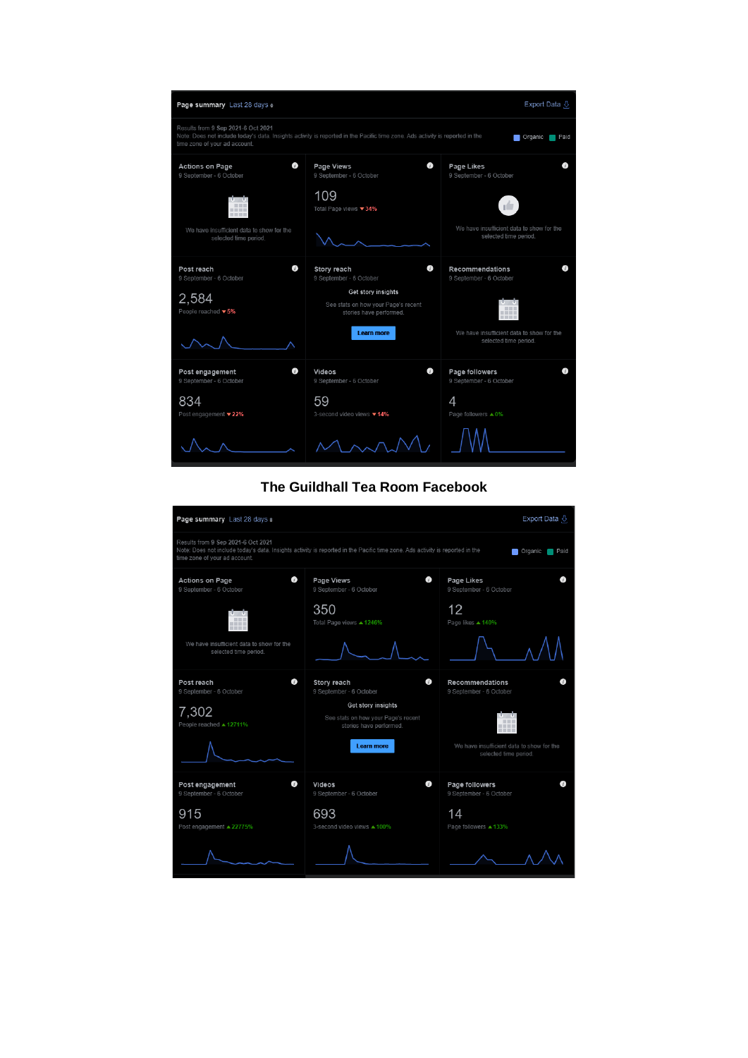**Page summary** Last 28 days

Export Data

Results from 9 Sep 2021-6 Oct 2021
Note: Does not include today's data. Insights activity is reported in the Pacific time zone. Ads activity is reported in the time zone of your ad account.

Organic Paid

| Actions on Page<br>9 September - 6 October | Page Views<br>9 September - 6 October | Page Likes<br>9 September - 6 October |
|---|---|---|
| We have insufficient data to show for the selected time period. | 109<br>Total Page views ▼34% | We have insufficient data to show for the selected time period. |

| Post reach<br>9 September - 6 October | Story reach<br>9 September - 6 October | Recommendations<br>9 September - 6 October |
|---|---|---|
| 2,584<br>People reached ▼5% | Get story insights<br>See stats on how your Page's recent stories have performed.<br>Learn more | We have insufficient data to show for the selected time period. |

| Post engagement<br>9 September - 6 October | Videos<br>9 September - 6 October | Page followers<br>9 September - 6 October |
|---|---|---|
| 834<br>Post engagement ▼22% | 59<br>3-second video views ▼14% | 4<br>Page followers ▲0% |

**The Guildhall Tea Room Facebook**

**Page summary** Last 28 days

Export Data

Results from 9 Sep 2021-6 Oct 2021
Note: Does not include today's data. Insights activity is reported in the Pacific time zone. Ads activity is reported in the time zone of your ad account.

Organic Paid

| Actions on Page<br>9 September - 6 October | Page Views<br>9 September - 6 October | Page Likes<br>9 September - 6 October |
|---|---|---|
| We have insufficient data to show for the selected time period. | 350<br>Total Page views ▲1246% | 12<br>Page likes ▲140% |

| Post reach<br>9 September - 6 October | Story reach<br>9 September - 6 October | Recommendations<br>9 September - 6 October |
|---|---|---|
| 7,302<br>People reached ▲12711% | Get story insights<br>See stats on how your Page's recent stories have performed.<br>Learn more | We have insufficient data to show for the selected time period. |

| Post engagement<br>9 September - 6 October | Videos<br>9 September - 6 October | Page followers<br>9 September - 6 October |
|---|---|---|
| 915<br>Post engagement ▲22775% | 693<br>3-second video views ▲100% | 14<br>Page followers ▲133% |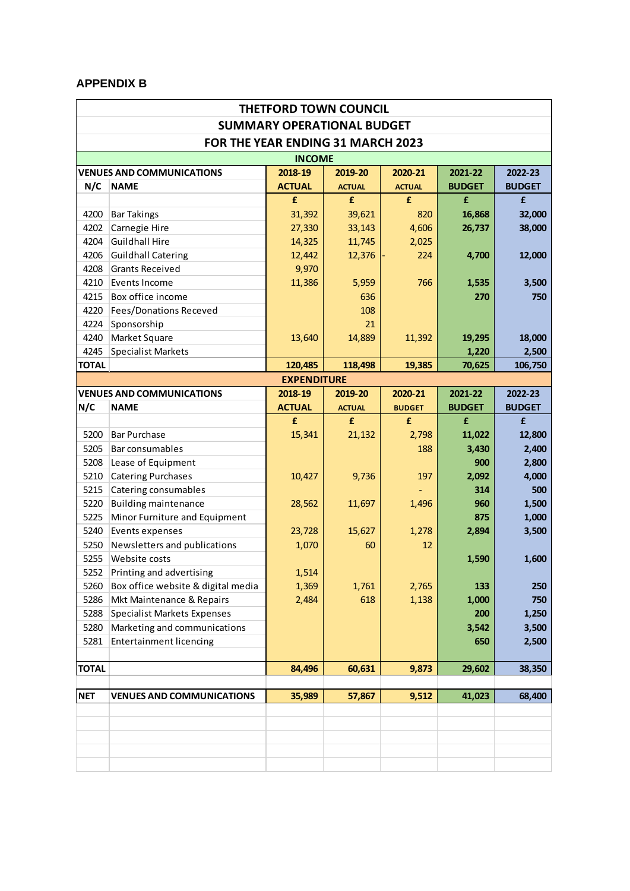## APPENDIX B

| THETFORD TOWN COUNCIL | | | | | | |
|---|---|---|---|---|---|---|
| SUMMARY OPERATIONAL BUDGET | | | | | | |
| FOR THE YEAR ENDING 31 MARCH 2023 | | | | | | |
| INCOME | | | | | | |
| VENUES AND COMMUNICATIONS | | 2018-19 | 2019-20 | 2020-21 | 2021-22 | 2022-23 |
| N/C | NAME | ACTUAL | ACTUAL | ACTUAL | BUDGET | BUDGET |
| | | £ | £ | £ | £ | £ |
| 4200 | Bar Takings | 31,392 | 39,621 | 820 | 16,868 | 32,000 |
| 4202 | Carnegie Hire | 27,330 | 33,143 | 4,606 | 26,737 | 38,000 |
| 4204 | Guildhall Hire | 14,325 | 11,745 | 2,025 | | |
| 4206 | Guildhall Catering | 12,442 | 12,376 | - 224 | 4,700 | 12,000 |
| 4208 | Grants Received | 9,970 | | | | |
| 4210 | Events Income | 11,386 | 5,959 | 766 | 1,535 | 3,500 |
| 4215 | Box office income | | 636 | | 270 | 750 |
| 4220 | Fees/Donations Receved | | 108 | | | |
| 4224 | Sponsorship | | 21 | | | |
| 4240 | Market Square | 13,640 | 14,889 | 11,392 | 19,295 | 18,000 |
| 4245 | Specialist Markets | | | | 1,220 | 2,500 |
| TOTAL | | 120,485 | 118,498 | 19,385 | 70,625 | 106,750 |
| EXPENDITURE | | | | | | |
| VENUES AND COMMUNICATIONS | | 2018-19 | 2019-20 | 2020-21 | 2021-22 | 2022-23 |
| N/C | NAME | ACTUAL | ACTUAL | BUDGET | BUDGET | BUDGET |
| | | £ | £ | £ | £ | £ |
| 5200 | Bar Purchase | 15,341 | 21,132 | 2,798 | 11,022 | 12,800 |
| 5205 | Bar consumables | | | 188 | 3,430 | 2,400 |
| 5208 | Lease of Equipment | | | | 900 | 2,800 |
| 5210 | Catering Purchases | 10,427 | 9,736 | 197 | 2,092 | 4,000 |
| 5215 | Catering consumables | | | - | 314 | 500 |
| 5220 | Building maintenance | 28,562 | 11,697 | 1,496 | 960 | 1,500 |
| 5225 | Minor Furniture and Equipment | | | | 875 | 1,000 |
| 5240 | Events expenses | 23,728 | 15,627 | 1,278 | 2,894 | 3,500 |
| 5250 | Newsletters and publications | 1,070 | 60 | 12 | | |
| 5255 | Website costs | | | | 1,590 | 1,600 |
| 5252 | Printing and advertising | 1,514 | | | | |
| 5260 | Box office website & digital media | 1,369 | 1,761 | 2,765 | 133 | 250 |
| 5286 | Mkt Maintenance & Repairs | 2,484 | 618 | 1,138 | 1,000 | 750 |
| 5288 | Specialist Markets Expenses | | | | 200 | 1,250 |
| 5280 | Marketing and communications | | | | 3,542 | 3,500 |
| 5281 | Entertainment licencing | | | | 650 | 2,500 |
| TOTAL | | 84,496 | 60,631 | 9,873 | 29,602 | 38,350 |
| NET | VENUES AND COMMUNICATIONS | 35,989 | 57,867 | 9,512 | 41,023 | 68,400 |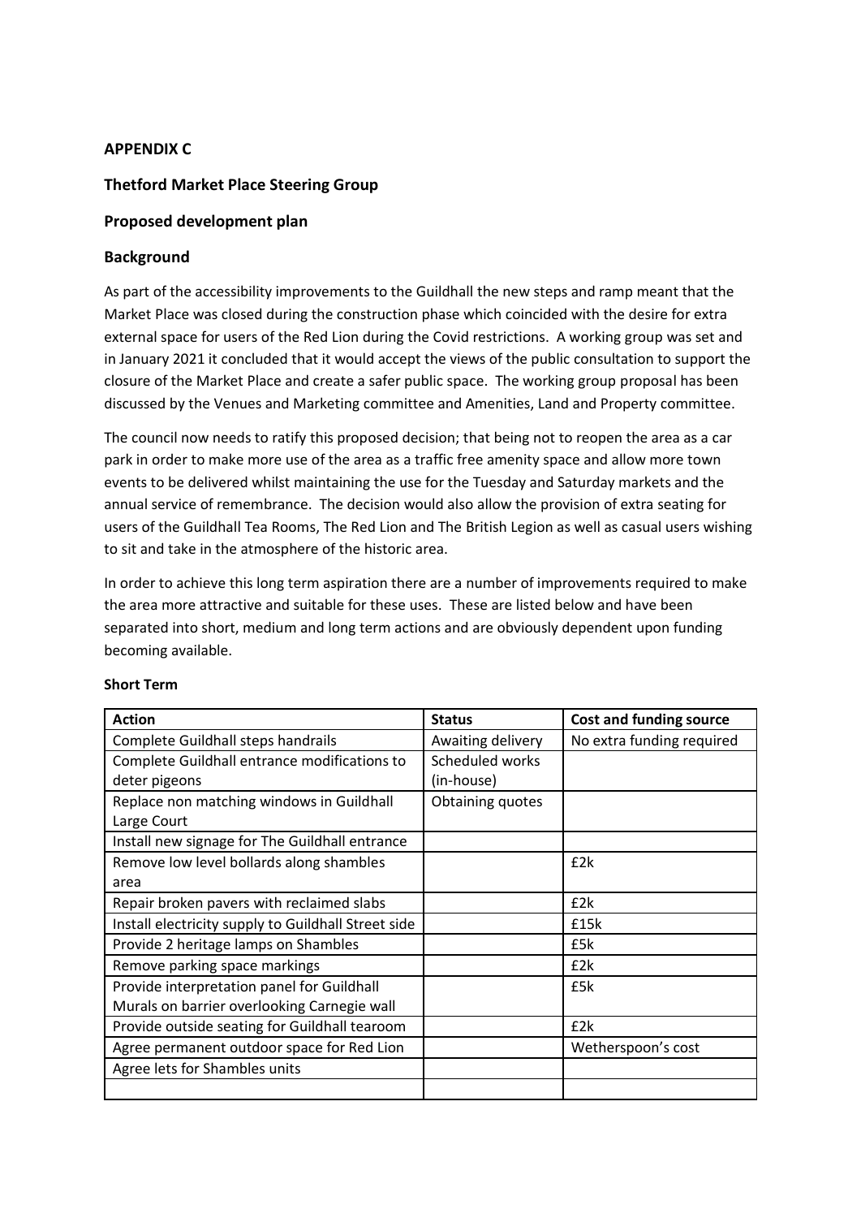**APPENDIX C**

**Thetford Market Place Steering Group**

**Proposed development plan**

**Background**

As part of the accessibility improvements to the Guildhall the new steps and ramp meant that the Market Place was closed during the construction phase which coincided with the desire for extra external space for users of the Red Lion during the Covid restrictions. A working group was set and in January 2021 it concluded that it would accept the views of the public consultation to support the closure of the Market Place and create a safer public space. The working group proposal has been discussed by the Venues and Marketing committee and Amenities, Land and Property committee.

The council now needs to ratify this proposed decision; that being not to reopen the area as a car park in order to make more use of the area as a traffic free amenity space and allow more town events to be delivered whilst maintaining the use for the Tuesday and Saturday markets and the annual service of remembrance. The decision would also allow the provision of extra seating for users of the Guildhall Tea Rooms, The Red Lion and The British Legion as well as casual users wishing to sit and take in the atmosphere of the historic area.

In order to achieve this long term aspiration there are a number of improvements required to make the area more attractive and suitable for these uses. These are listed below and have been separated into short, medium and long term actions and are obviously dependent upon funding becoming available.

**Short Term**

| Action | Status | Cost and funding source |
|---|---|---|
| Complete Guildhall steps handrails | Awaiting delivery | No extra funding required |
| Complete Guildhall entrance modifications to deter pigeons | Scheduled works (in-house) | |
| Replace non matching windows in Guildhall Large Court | Obtaining quotes | |
| Install new signage for The Guildhall entrance | | |
| Remove low level bollards along shambles area | | £2k |
| Repair broken pavers with reclaimed slabs | | £2k |
| Install electricity supply to Guildhall Street side | | £15k |
| Provide 2 heritage lamps on Shambles | | £5k |
| Remove parking space markings | | £2k |
| Provide interpretation panel for Guildhall Murals on barrier overlooking Carnegie wall | | £5k |
| Provide outside seating for Guildhall tearoom | | £2k |
| Agree permanent outdoor space for Red Lion | | Wetherspoon's cost |
| Agree lets for Shambles units | | |
| | | |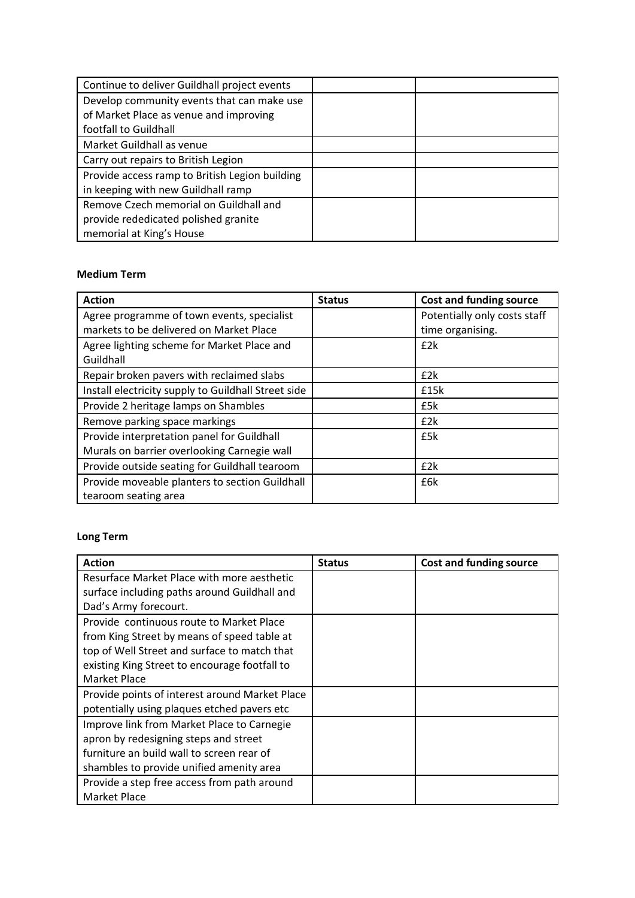| | | |
|---|---|---|
| Continue to deliver Guildhall project events | | |
| Develop community events that can make use of Market Place as venue and improving footfall to Guildhall | | |
| Market Guildhall as venue | | |
| Carry out repairs to British Legion | | |
| Provide access ramp to British Legion building in keeping with new Guildhall ramp | | |
| Remove Czech memorial on Guildhall and provide rededicated polished granite memorial at King's House | | |

**Medium Term**

| Action | Status | Cost and funding source |
|---|---|---|
| Agree programme of town events, specialist markets to be delivered on Market Place | | Potentially only costs staff time organising. |
| Agree lighting scheme for Market Place and Guildhall | | £2k |
| Repair broken pavers with reclaimed slabs | | £2k |
| Install electricity supply to Guildhall Street side | | £15k |
| Provide 2 heritage lamps on Shambles | | £5k |
| Remove parking space markings | | £2k |
| Provide interpretation panel for Guildhall Murals on barrier overlooking Carnegie wall | | £5k |
| Provide outside seating for Guildhall tearoom | | £2k |
| Provide moveable planters to section Guildhall tearoom seating area | | £6k |

**Long Term**

| Action | Status | Cost and funding source |
|---|---|---|
| Resurface Market Place with more aesthetic surface including paths around Guildhall and Dad's Army forecourt. | | |
| Provide continuous route to Market Place from King Street by means of speed table at top of Well Street and surface to match that existing King Street to encourage footfall to Market Place | | |
| Provide points of interest around Market Place potentially using plaques etched pavers etc | | |
| Improve link from Market Place to Carnegie apron by redesigning steps and street furniture an build wall to screen rear of shambles to provide unified amenity area | | |
| Provide a step free access from path around Market Place | | |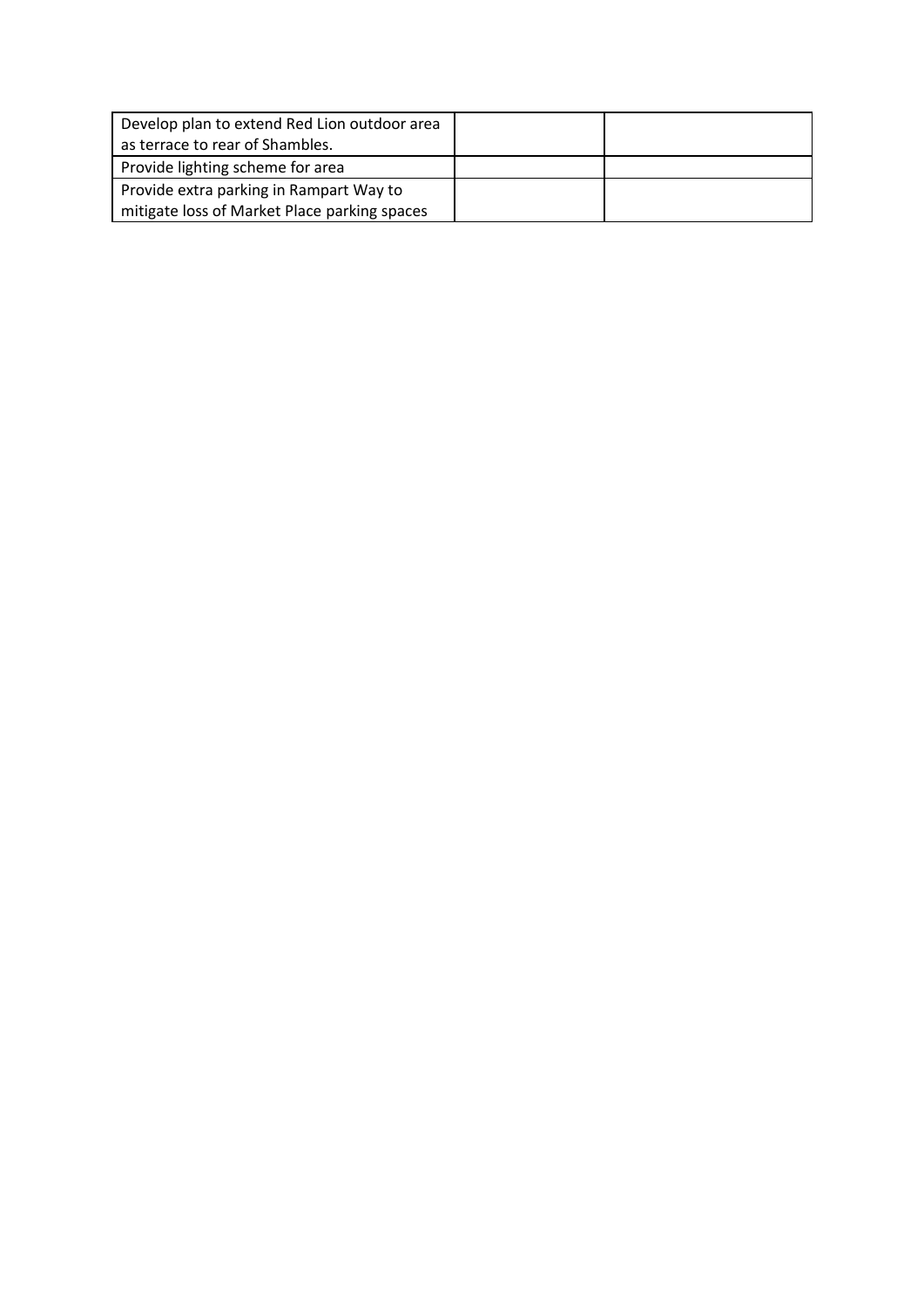| | | |
|---|---|---|
| Develop plan to extend Red Lion outdoor area as terrace to rear of Shambles. | | |
| Provide lighting scheme for area | | |
| Provide extra parking in Rampart Way to mitigate loss of Market Place parking spaces | | |